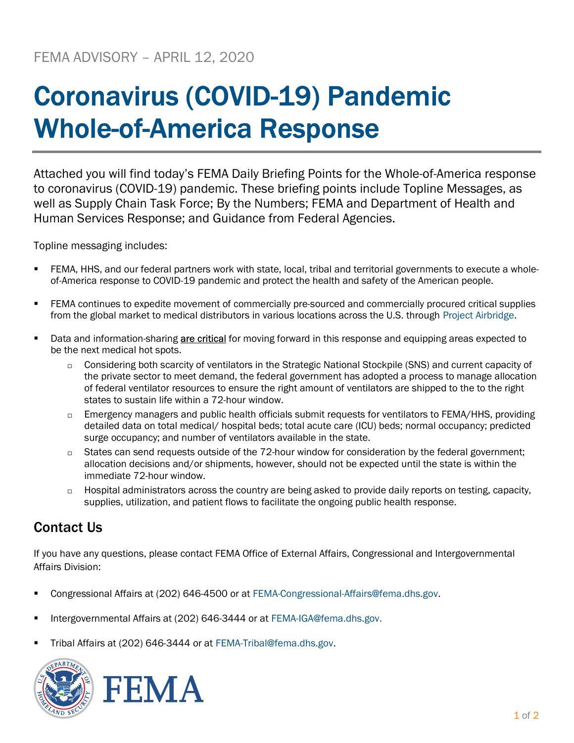FEMA ADVISORY – APRIL 12, 2020

# Coronavirus (COVID-19) Pandemic Whole-of-America Response

Attached you will find today's FEMA Daily Briefing Points for the Whole-of-America response to coronavirus (COVID-19) pandemic. These briefing points include Topline Messages, as well as Supply Chain Task Force; By the Numbers; FEMA and Department of Health and Human Services Response; and Guidance from Federal Agencies.

Topline messaging includes:

- FEMA, HHS, and our federal partners work with state, local, tribal and territorial governments to execute a whole-of-America response to COVID-19 pandemic and protect the health and safety of the American people.
- FEMA continues to expedite movement of commercially pre-sourced and commercially procured critical supplies from the global market to medical distributors in various locations across the U.S. through Project Airbridge.
- Data and information-sharing are critical for moving forward in this response and equipping areas expected to be the next medical hot spots.
  - Considering both scarcity of ventilators in the Strategic National Stockpile (SNS) and current capacity of the private sector to meet demand, the federal government has adopted a process to manage allocation of federal ventilator resources to ensure the right amount of ventilators are shipped to the to the right states to sustain life within a 72-hour window.
  - Emergency managers and public health officials submit requests for ventilators to FEMA/HHS, providing detailed data on total medical/ hospital beds; total acute care (ICU) beds; normal occupancy; predicted surge occupancy; and number of ventilators available in the state.
  - States can send requests outside of the 72-hour window for consideration by the federal government; allocation decisions and/or shipments, however, should not be expected until the state is within the immediate 72-hour window.
  - Hospital administrators across the country are being asked to provide daily reports on testing, capacity, supplies, utilization, and patient flows to facilitate the ongoing public health response.

## Contact Us

If you have any questions, please contact FEMA Office of External Affairs, Congressional and Intergovernmental Affairs Division:

- Congressional Affairs at (202) 646-4500 or at FEMA-Congressional-Affairs@fema.dhs.gov.
- Intergovernmental Affairs at (202) 646-3444 or at FEMA-IGA@fema.dhs.gov.
- Tribal Affairs at (202) 646-3444 or at FEMA-Tribal@fema.dhs.gov.

FEMA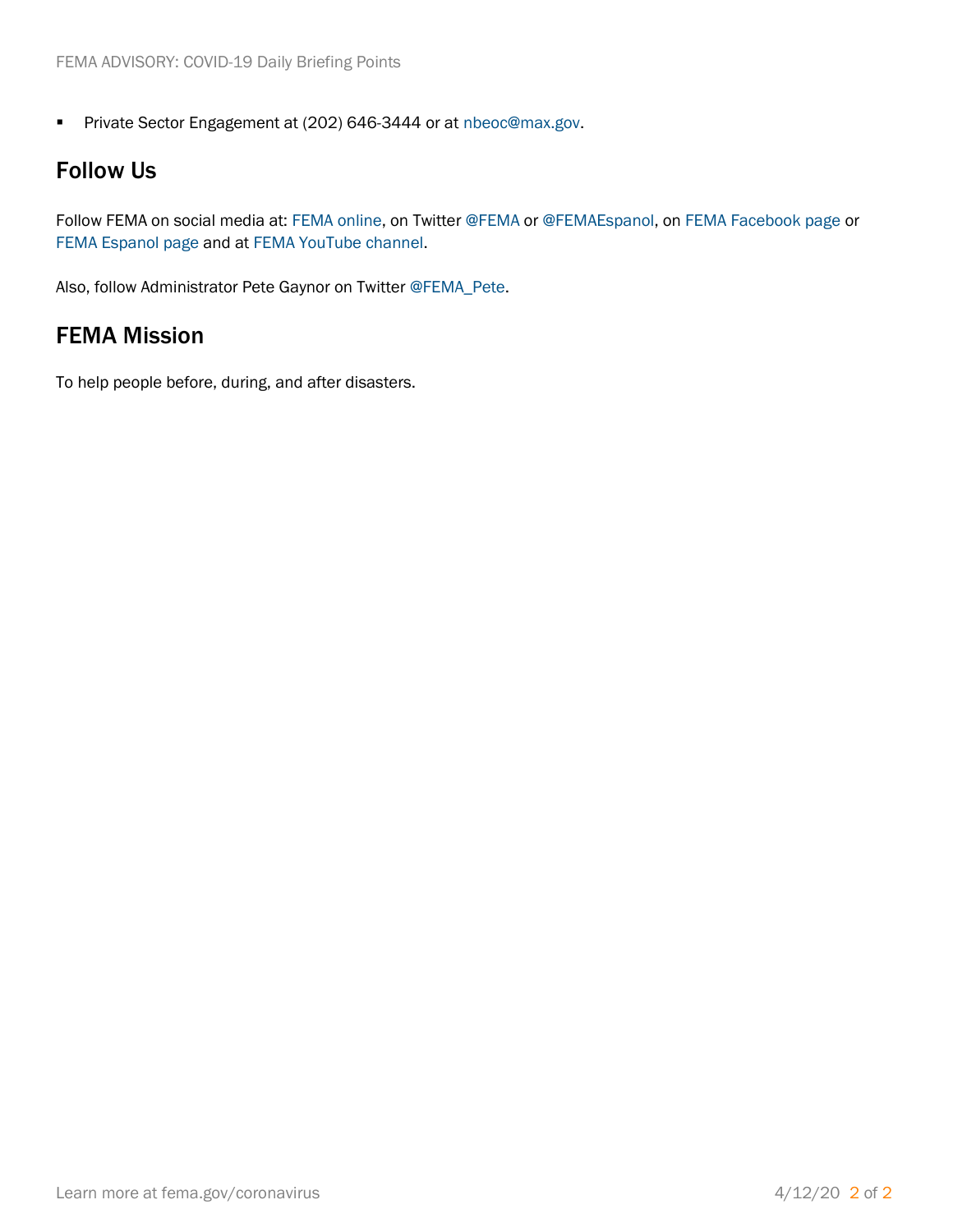- Private Sector Engagement at (202) 646-3444 or at nbeoc@max.gov.

## Follow Us

Follow FEMA on social media at: FEMA online, on Twitter @FEMA or @FEMAEspanol, on FEMA Facebook page or FEMA Espanol page and at FEMA YouTube channel.

Also, follow Administrator Pete Gaynor on Twitter @FEMA_Pete.

## FEMA Mission

To help people before, during, and after disasters.